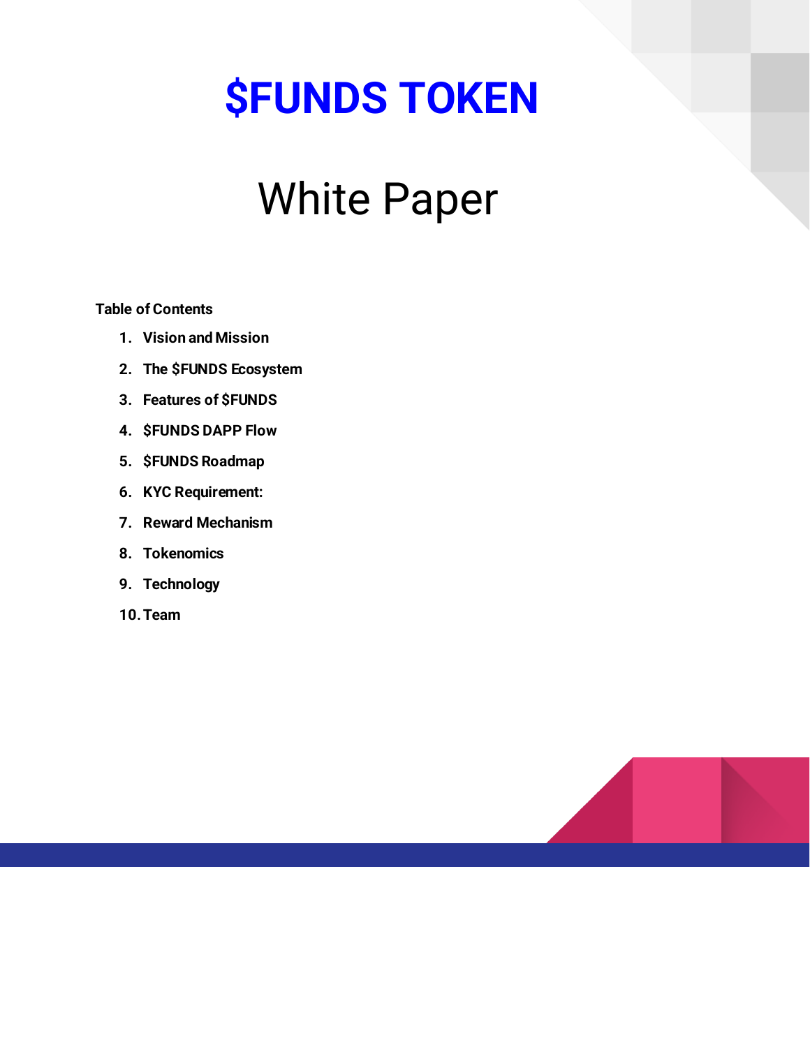# $FUNDS TOKEN

## White Paper

**Table of Contents**

1. **Vision and Mission**
2. **The $FUNDS Ecosystem**
3. **Features of $FUNDS**
4. **$FUNDS DAPP Flow**
5. **$FUNDS Roadmap**
6. **KYC Requirement:**
7. **Reward Mechanism**
8. **Tokenomics**
9. **Technology**
10. **Team**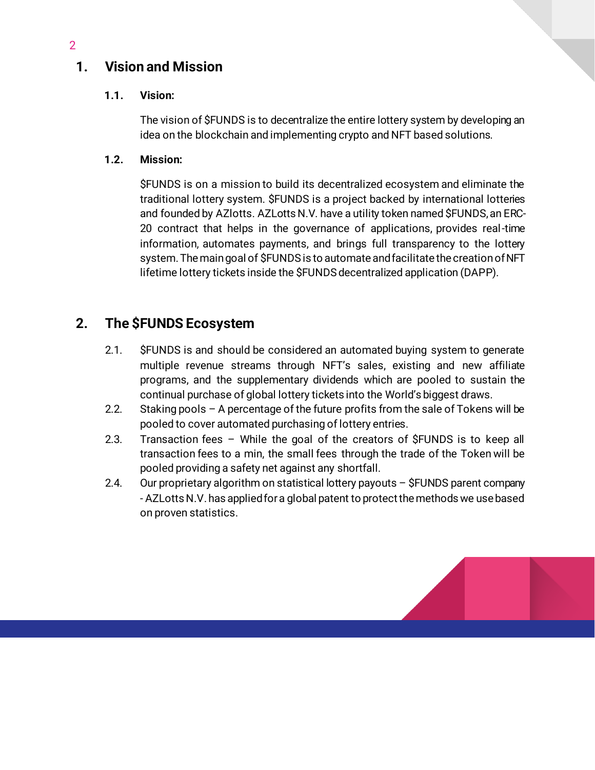# 1. Vision and Mission

## 1.1. Vision:

The vision of $FUNDS is to decentralize the entire lottery system by developing an idea on the blockchain and implementing crypto and NFT based solutions.

## 1.2. Mission:

$FUNDS is on a mission to build its decentralized ecosystem and eliminate the traditional lottery system. $FUNDS is a project backed by international lotteries and founded by AZlotts. AZLotts N.V. have a utility token named $FUNDS, an ERC-20 contract that helps in the governance of applications, provides real-time information, automates payments, and brings full transparency to the lottery system. The main goal of $FUNDS is to automate and facilitate the creation of NFT lifetime lottery tickets inside the $FUNDS decentralized application (DAPP).

# 2. The $FUNDS Ecosystem

2.1. $FUNDS is and should be considered an automated buying system to generate multiple revenue streams through NFT's sales, existing and new affiliate programs, and the supplementary dividends which are pooled to sustain the continual purchase of global lottery tickets into the World's biggest draws.

2.2. Staking pools – A percentage of the future profits from the sale of Tokens will be pooled to cover automated purchasing of lottery entries.

2.3. Transaction fees – While the goal of the creators of $FUNDS is to keep all transaction fees to a min, the small fees through the trade of the Token will be pooled providing a safety net against any shortfall.

2.4. Our proprietary algorithm on statistical lottery payouts – $FUNDS parent company - AZLotts N.V. has applied for a global patent to protect the methods we use based on proven statistics.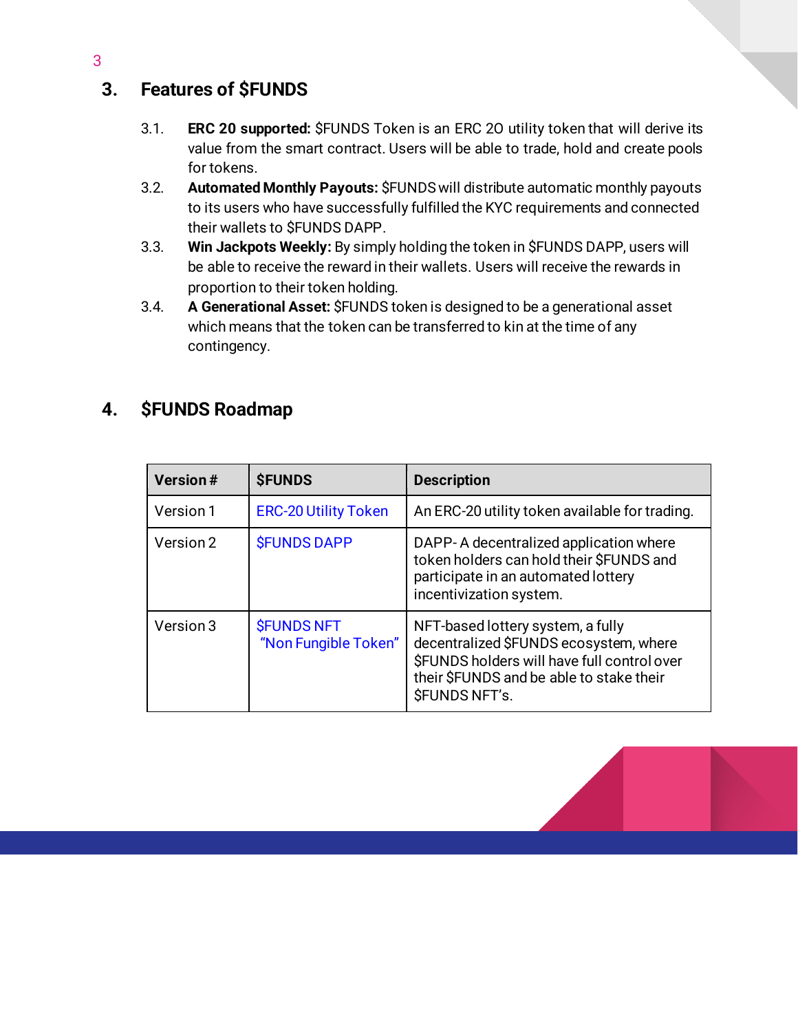## 3. Features of $FUNDS

3.1. **ERC 20 supported:** $FUNDS Token is an ERC 20 utility token that will derive its value from the smart contract. Users will be able to trade, hold and create pools for tokens.

3.2. **Automated Monthly Payouts:** $FUNDS will distribute automatic monthly payouts to its users who have successfully fulfilled the KYC requirements and connected their wallets to $FUNDS DAPP.

3.3. **Win Jackpots Weekly:** By simply holding the token in $FUNDS DAPP, users will be able to receive the reward in their wallets. Users will receive the rewards in proportion to their token holding.

3.4. **A Generational Asset:** $FUNDS token is designed to be a generational asset which means that the token can be transferred to kin at the time of any contingency.

## 4. $FUNDS Roadmap

| Version # | $FUNDS | Description |
|---|---|---|
| Version 1 | ERC-20 Utility Token | An ERC-20 utility token available for trading. |
| Version 2 | $FUNDS DAPP | DAPP- A decentralized application where token holders can hold their $FUNDS and participate in an automated lottery incentivization system. |
| Version 3 | $FUNDS NFT "Non Fungible Token" | NFT-based lottery system, a fully decentralized $FUNDS ecosystem, where $FUNDS holders will have full control over their $FUNDS and be able to stake their $FUNDS NFT's. |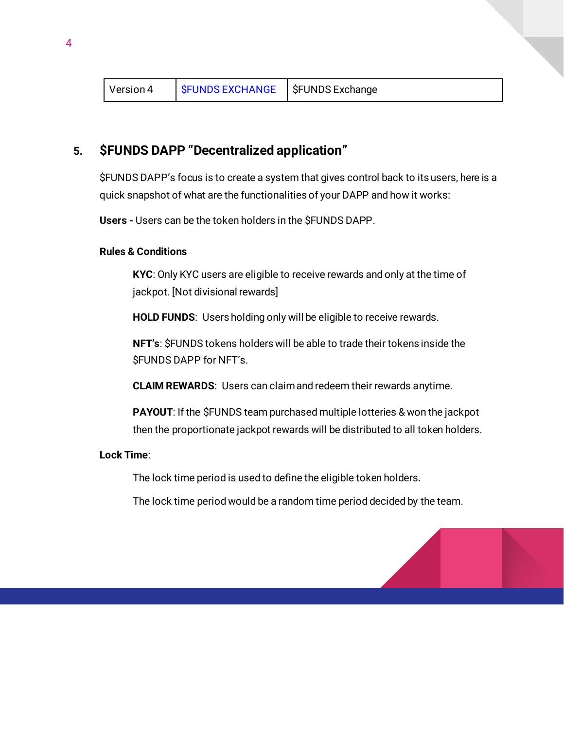| Version 4 | $FUNDS EXCHANGE | $FUNDS Exchange |
|---|---|---|

## 5. $FUNDS DAPP "Decentralized application"

$FUNDS DAPP's focus is to create a system that gives control back to its users, here is a quick snapshot of what are the functionalities of your DAPP and how it works:

**Users -** Users can be the token holders in the $FUNDS DAPP.

**Rules & Conditions**

> **KYC**: Only KYC users are eligible to receive rewards and only at the time of jackpot. [Not divisional rewards]
>
> **HOLD FUNDS**: Users holding only will be eligible to receive rewards.
>
> **NFT's**: $FUNDS tokens holders will be able to trade their tokens inside the $FUNDS DAPP for NFT's.
>
> **CLAIM REWARDS**: Users can claim and redeem their rewards anytime.
>
> **PAYOUT**: If the $FUNDS team purchased multiple lotteries & won the jackpot then the proportionate jackpot rewards will be distributed to all token holders.

**Lock Time**:

> The lock time period is used to define the eligible token holders.
>
> The lock time period would be a random time period decided by the team.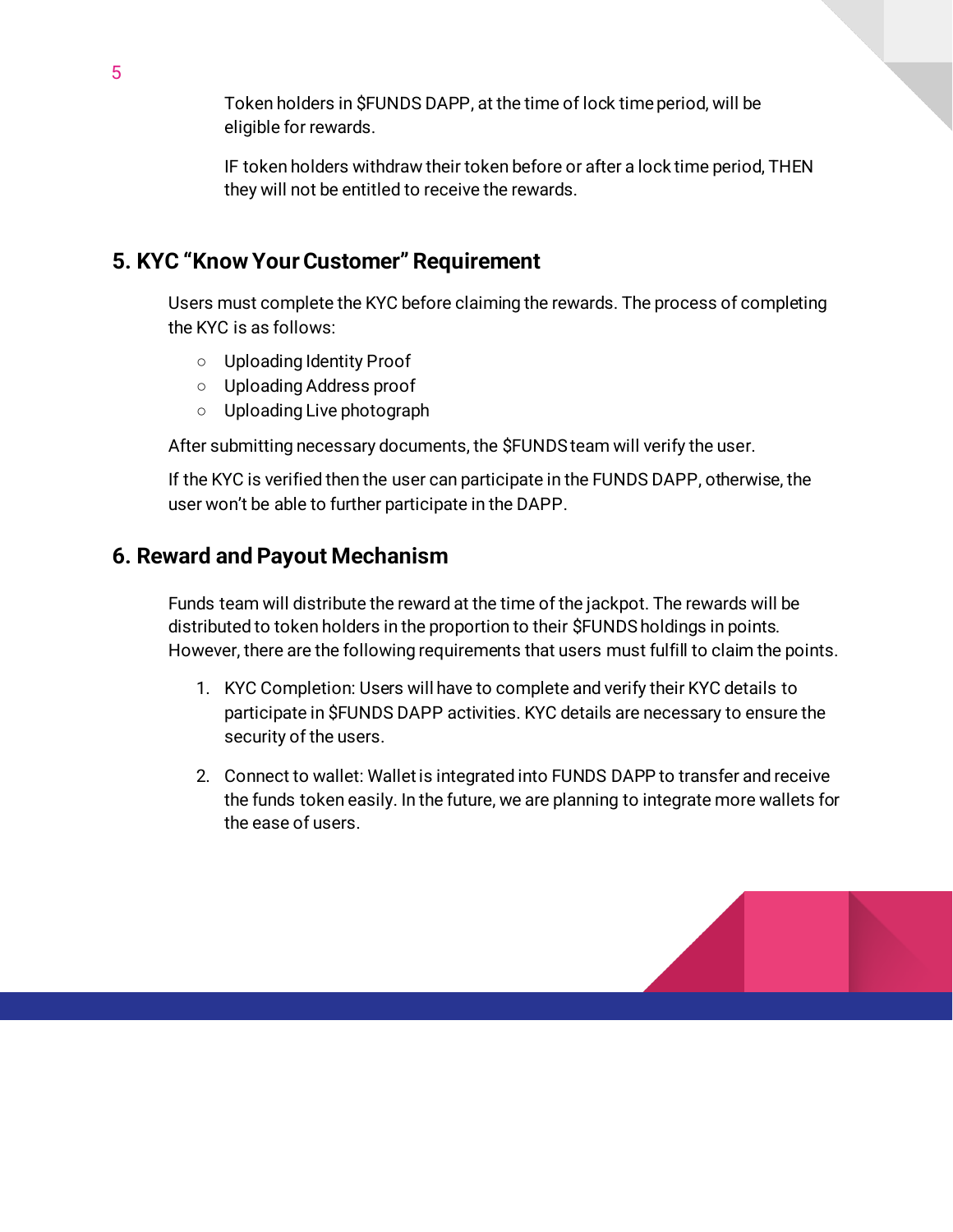Token holders in $FUNDS DAPP, at the time of lock time period, will be eligible for rewards.

IF token holders withdraw their token before or after a lock time period, THEN they will not be entitled to receive the rewards.

## 5. KYC "Know Your Customer" Requirement

Users must complete the KYC before claiming the rewards. The process of completing the KYC is as follows:

- Uploading Identity Proof
- Uploading Address proof
- Uploading Live photograph

After submitting necessary documents, the $FUNDS team will verify the user.

If the KYC is verified then the user can participate in the FUNDS DAPP, otherwise, the user won't be able to further participate in the DAPP.

## 6. Reward and Payout Mechanism

Funds team will distribute the reward at the time of the jackpot. The rewards will be distributed to token holders in the proportion to their $FUNDS holdings in points. However, there are the following requirements that users must fulfill to claim the points.

1. KYC Completion: Users will have to complete and verify their KYC details to participate in $FUNDS DAPP activities. KYC details are necessary to ensure the security of the users.

2. Connect to wallet: Wallet is integrated into FUNDS DAPP to transfer and receive the funds token easily. In the future, we are planning to integrate more wallets for the ease of users.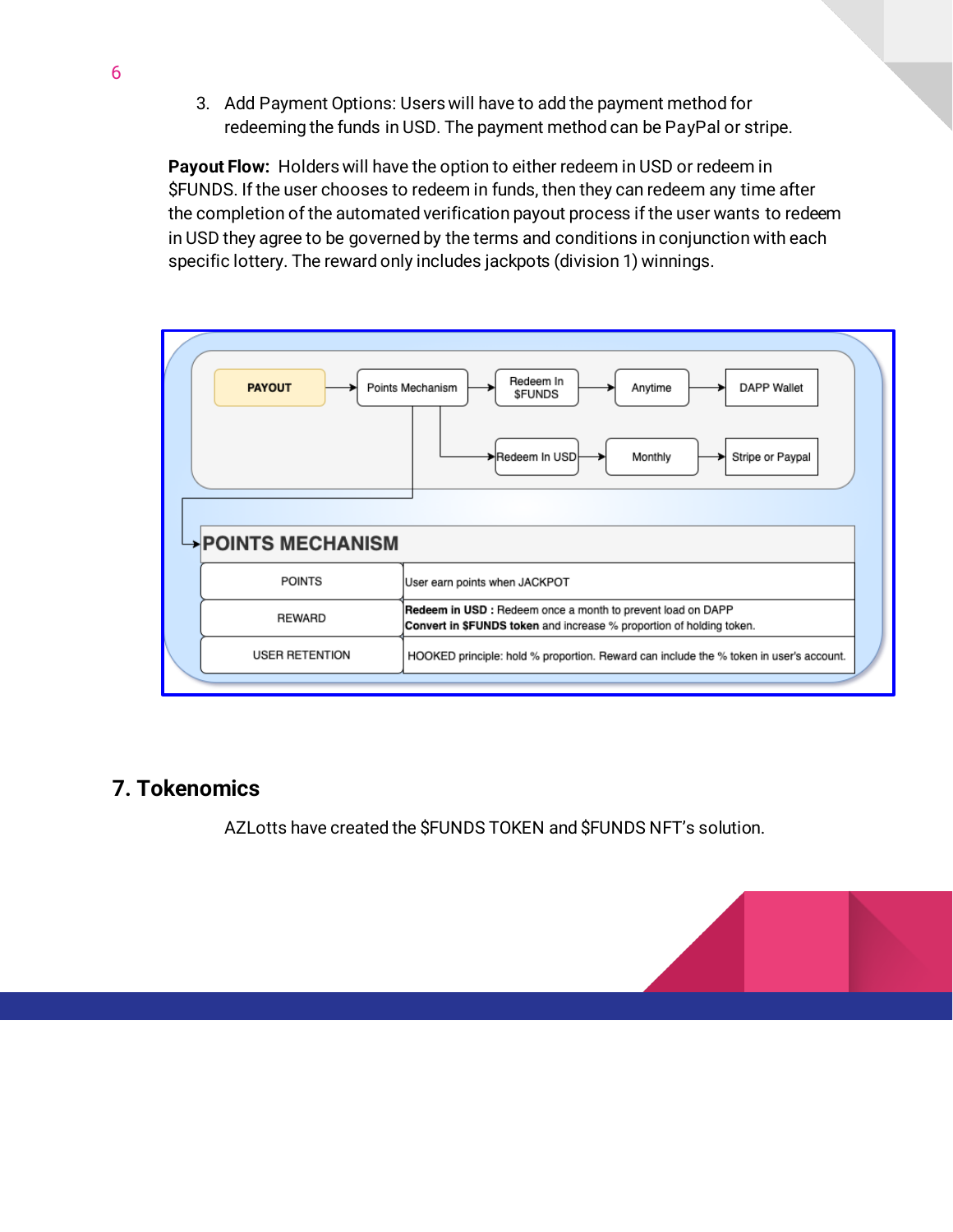3. Add Payment Options: Users will have to add the payment method for redeeming the funds in USD. The payment method can be PayPal or stripe.

**Payout Flow:** Holders will have the option to either redeem in USD or redeem in $FUNDS. If the user chooses to redeem in funds, then they can redeem any time after the completion of the automated verification payout process if the user wants to redeem in USD they agree to be governed by the terms and conditions in conjunction with each specific lottery. The reward only includes jackpots (division 1) winnings.

PAYOUT → Points Mechanism → Redeem In $FUNDS → Anytime → DAPP Wallet

Points Mechanism → Redeem In USD → Monthly → Stripe or Paypal

**POINTS MECHANISM**

| POINTS | User earn points when JACKPOT |
| --- | --- |
| REWARD | **Redeem in USD :** Redeem once a month to prevent load on DAPP<br>**Convert in $FUNDS token** and increase % proportion of holding token. |
| USER RETENTION | HOOKED principle: hold % proportion. Reward can include the % token in user's account. |

## 7. Tokenomics

AZLotts have created the $FUNDS TOKEN and $FUNDS NFT's solution.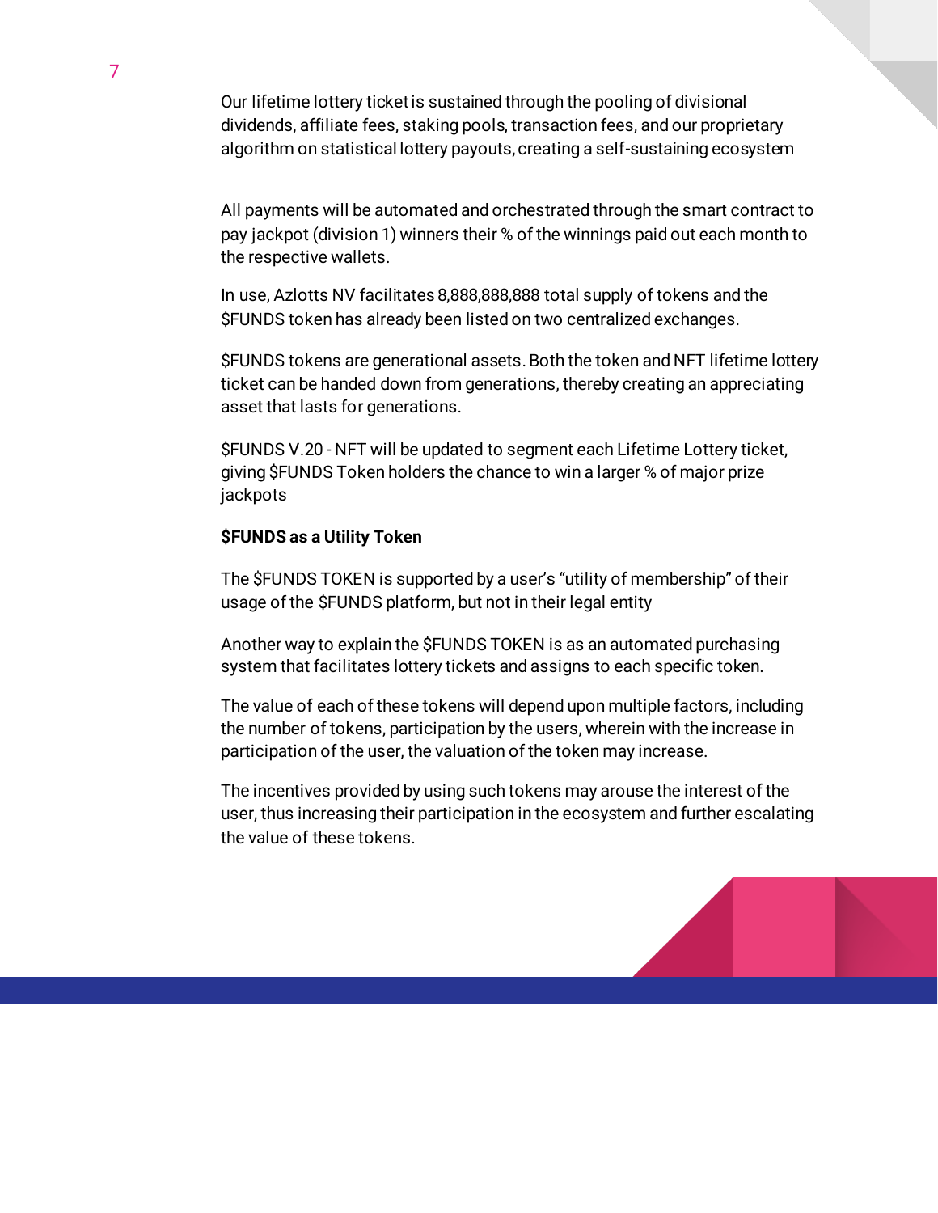Our lifetime lottery ticket is sustained through the pooling of divisional dividends, affiliate fees, staking pools, transaction fees, and our proprietary algorithm on statistical lottery payouts, creating a self-sustaining ecosystem

All payments will be automated and orchestrated through the smart contract to pay jackpot (division 1) winners their % of the winnings paid out each month to the respective wallets.

In use, Azlotts NV facilitates 8,888,888,888 total supply of tokens and the $FUNDS token has already been listed on two centralized exchanges.

$FUNDS tokens are generational assets. Both the token and NFT lifetime lottery ticket can be handed down from generations, thereby creating an appreciating asset that lasts for generations.

$FUNDS V.20 - NFT will be updated to segment each Lifetime Lottery ticket, giving $FUNDS Token holders the chance to win a larger % of major prize jackpots

**$FUNDS as a Utility Token**

The $FUNDS TOKEN is supported by a user's "utility of membership" of their usage of the $FUNDS platform, but not in their legal entity

Another way to explain the $FUNDS TOKEN is as an automated purchasing system that facilitates lottery tickets and assigns to each specific token.

The value of each of these tokens will depend upon multiple factors, including the number of tokens, participation by the users, wherein with the increase in participation of the user, the valuation of the token may increase.

The incentives provided by using such tokens may arouse the interest of the user, thus increasing their participation in the ecosystem and further escalating the value of these tokens.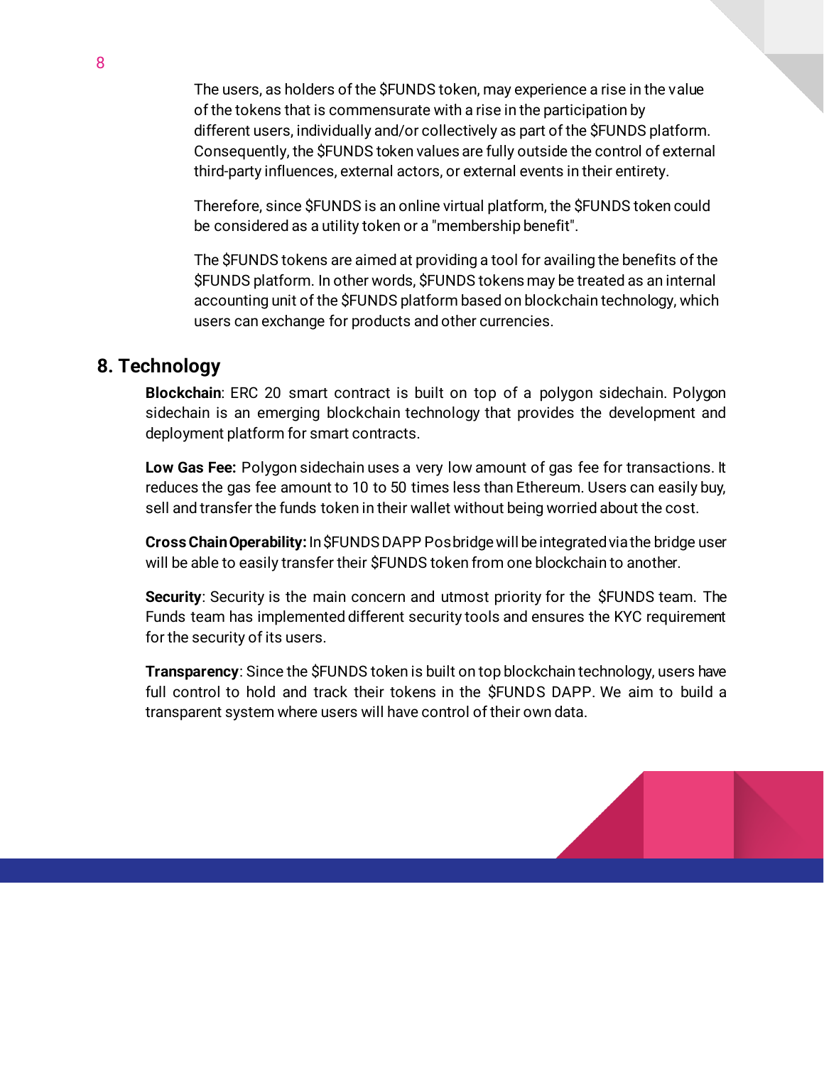The users, as holders of the $FUNDS token, may experience a rise in the value of the tokens that is commensurate with a rise in the participation by different users, individually and/or collectively as part of the $FUNDS platform. Consequently, the $FUNDS token values are fully outside the control of external third-party influences, external actors, or external events in their entirety.

Therefore, since $FUNDS is an online virtual platform, the $FUNDS token could be considered as a utility token or a "membership benefit".

The $FUNDS tokens are aimed at providing a tool for availing the benefits of the $FUNDS platform. In other words, $FUNDS tokens may be treated as an internal accounting unit of the $FUNDS platform based on blockchain technology, which users can exchange for products and other currencies.

## 8. Technology

**Blockchain**: ERC 20 smart contract is built on top of a polygon sidechain. Polygon sidechain is an emerging blockchain technology that provides the development and deployment platform for smart contracts.

**Low Gas Fee:** Polygon sidechain uses a very low amount of gas fee for transactions. It reduces the gas fee amount to 10 to 50 times less than Ethereum. Users can easily buy, sell and transfer the funds token in their wallet without being worried about the cost.

**Cross Chain Operability:** In $FUNDS DAPP Posbridge will be integrated via the bridge user will be able to easily transfer their $FUNDS token from one blockchain to another.

**Security**: Security is the main concern and utmost priority for the $FUNDS team. The Funds team has implemented different security tools and ensures the KYC requirement for the security of its users.

**Transparency**: Since the $FUNDS token is built on top blockchain technology, users have full control to hold and track their tokens in the $FUNDS DAPP. We aim to build a transparent system where users will have control of their own data.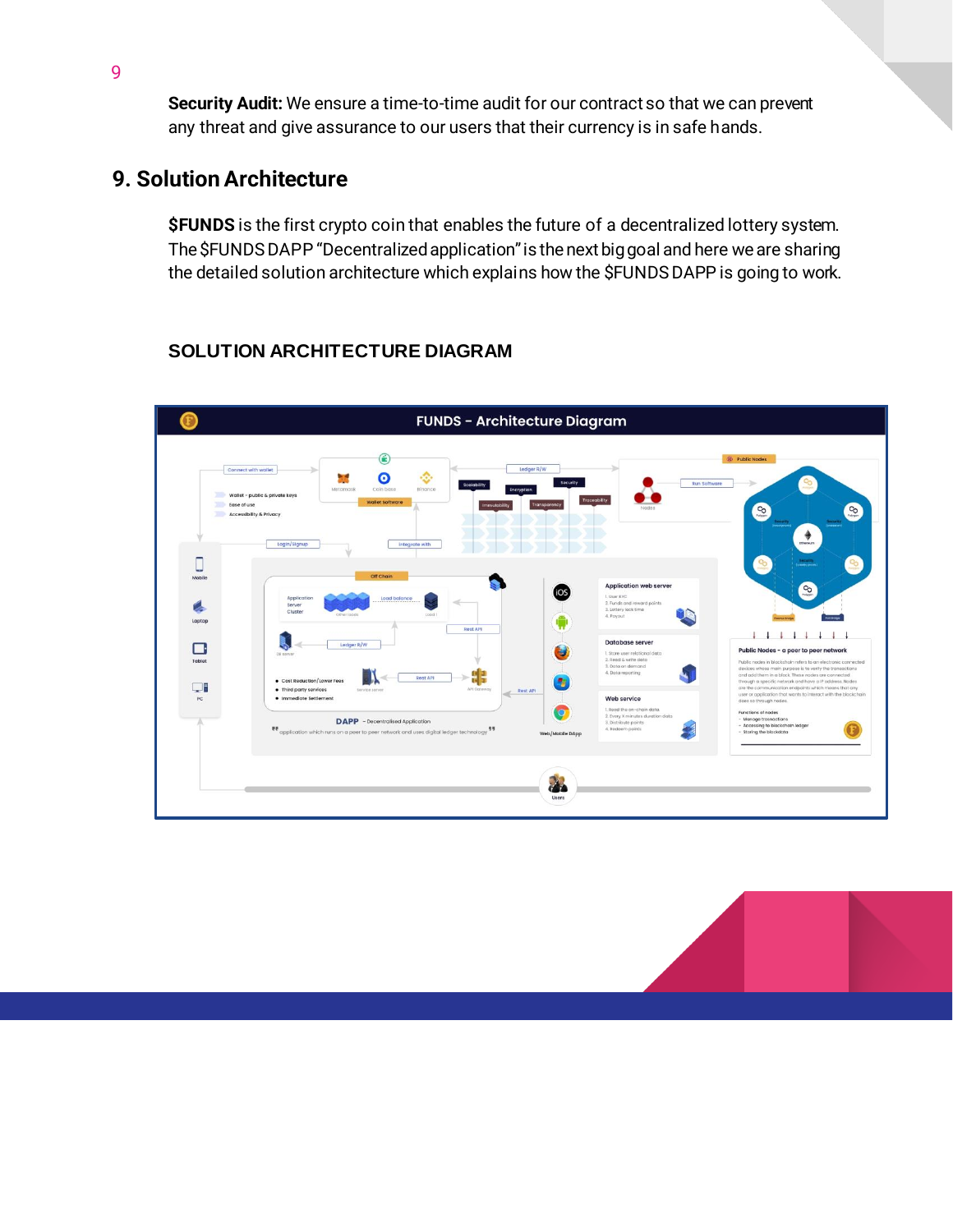**Security Audit:** We ensure a time-to-time audit for our contract so that we can prevent any threat and give assurance to our users that their currency is in safe hands.

## 9. Solution Architecture

**$FUNDS** is the first crypto coin that enables the future of a decentralized lottery system. The $FUNDS DAPP "Decentralized application" is the next big goal and here we are sharing the detailed solution architecture which explains how the $FUNDS DAPP is going to work.

### SOLUTION ARCHITECTURE DIAGRAM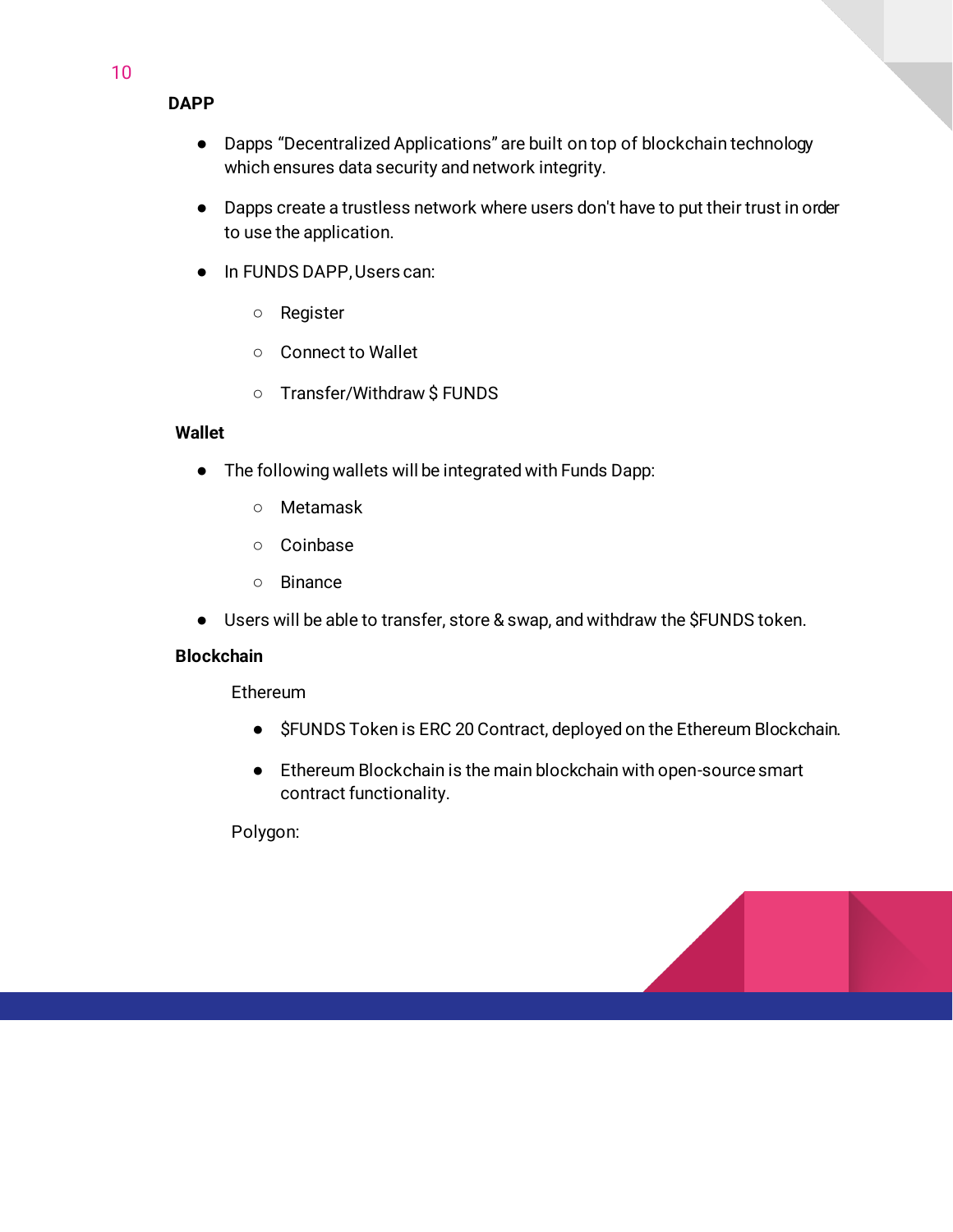## DAPP

- Dapps "Decentralized Applications" are built on top of blockchain technology which ensures data security and network integrity.
- Dapps create a trustless network where users don't have to put their trust in order to use the application.
- In FUNDS DAPP, Users can:
  - Register
  - Connect to Wallet
  - Transfer/Withdraw $ FUNDS

## Wallet

- The following wallets will be integrated with Funds Dapp:
  - Metamask
  - Coinbase
  - Binance
- Users will be able to transfer, store & swap, and withdraw the $FUNDS token.

## Blockchain

Ethereum

- $FUNDS Token is ERC 20 Contract, deployed on the Ethereum Blockchain.
- Ethereum Blockchain is the main blockchain with open-source smart contract functionality.

Polygon: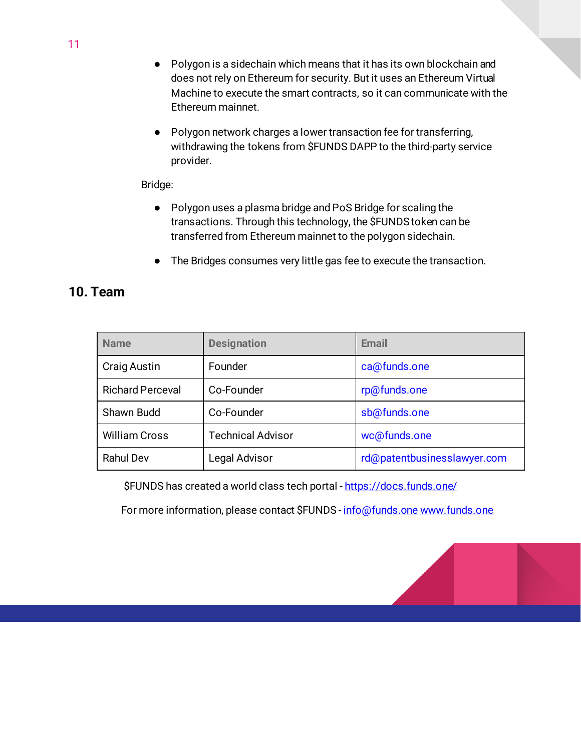- Polygon is a sidechain which means that it has its own blockchain and does not rely on Ethereum for security. But it uses an Ethereum Virtual Machine to execute the smart contracts, so it can communicate with the Ethereum mainnet.

- Polygon network charges a lower transaction fee for transferring, withdrawing the tokens from $FUNDS DAPP to the third-party service provider.

Bridge:

- Polygon uses a plasma bridge and PoS Bridge for scaling the transactions. Through this technology, the $FUNDS token can be transferred from Ethereum mainnet to the polygon sidechain.

- The Bridges consumes very little gas fee to execute the transaction.

## 10. Team

| Name | Designation | Email |
|---|---|---|
| Craig Austin | Founder | ca@funds.one |
| Richard Perceval | Co-Founder | rp@funds.one |
| Shawn Budd | Co-Founder | sb@funds.one |
| William Cross | Technical Advisor | wc@funds.one |
| Rahul Dev | Legal Advisor | rd@patentbusinesslawyer.com |

$FUNDS has created a world class tech portal - https://docs.funds.one/

For more information, please contact $FUNDS - info@funds.one www.funds.one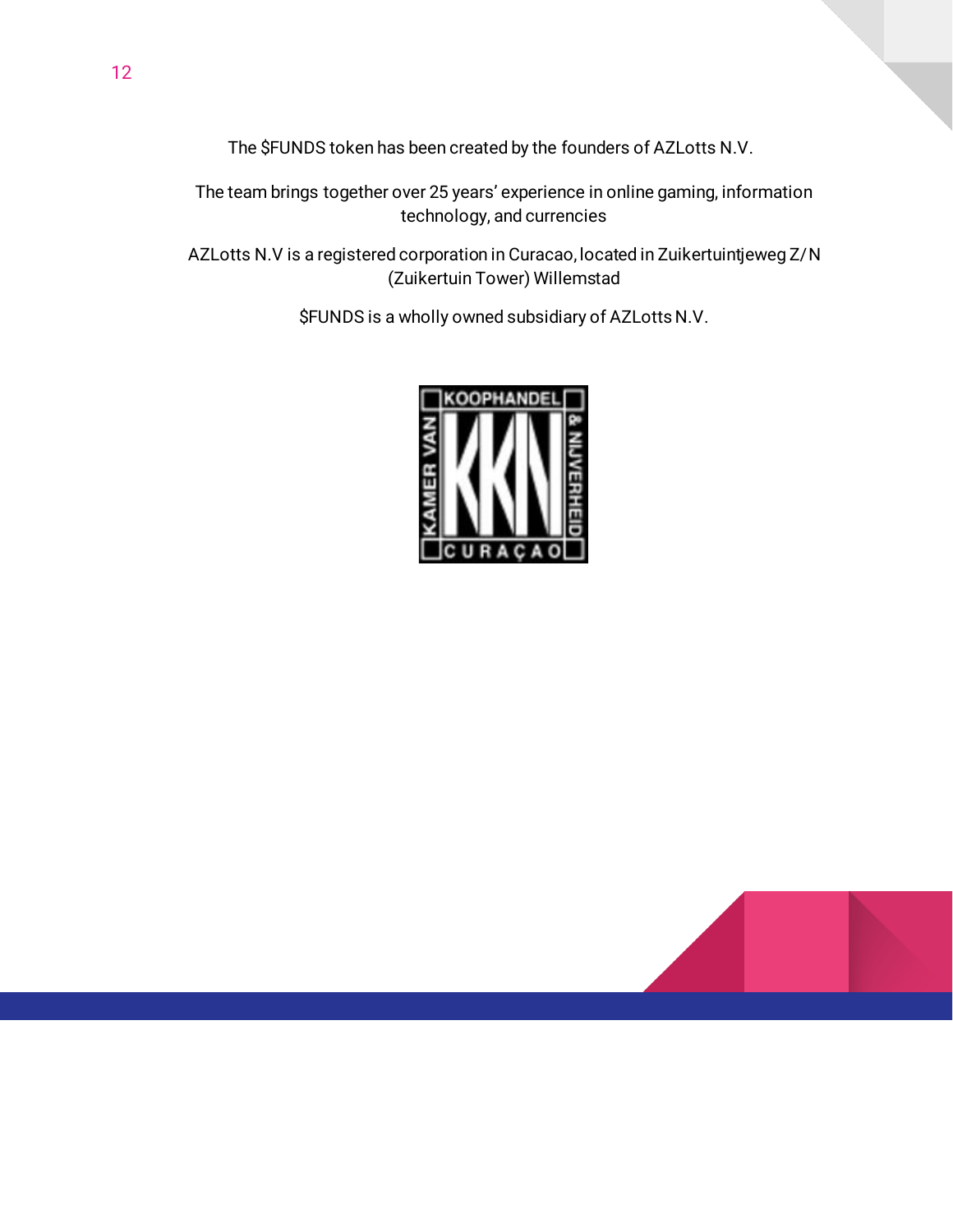The $FUNDS token has been created by the founders of AZLotts N.V.

The team brings together over 25 years' experience in online gaming, information technology, and currencies

AZLotts N.V is a registered corporation in Curacao, located in Zuikertuintjeweg Z/N (Zuikertuin Tower) Willemstad

$FUNDS is a wholly owned subsidiary of AZLotts N.V.